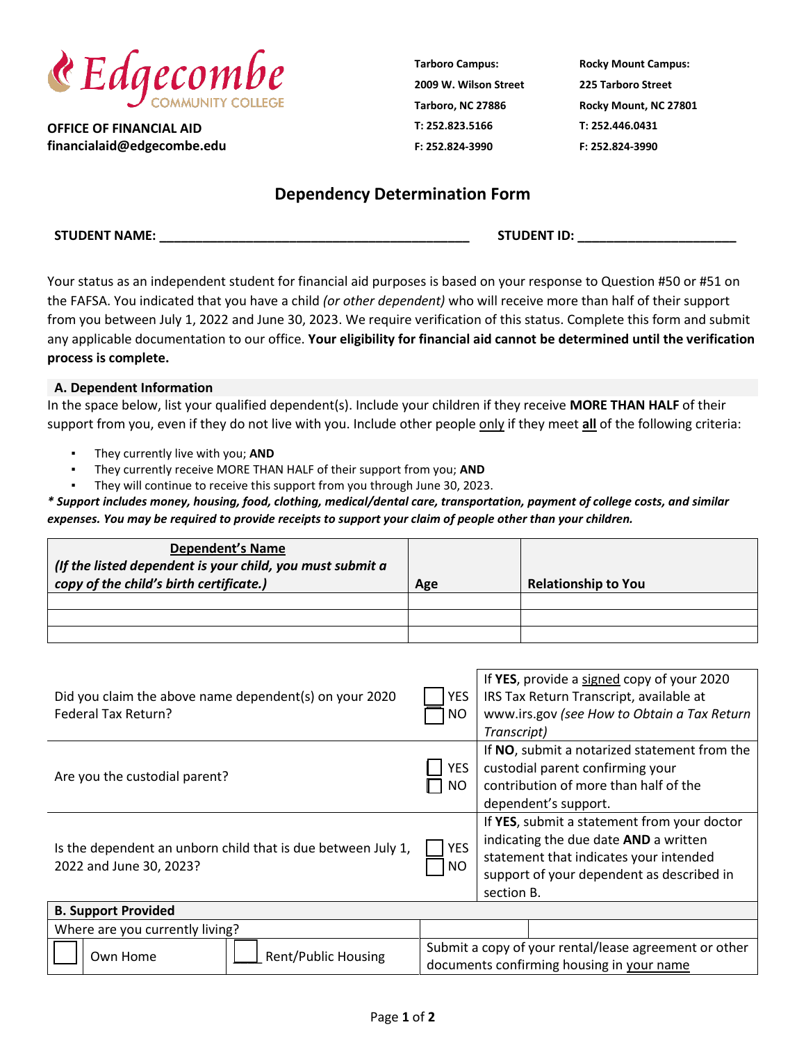**Edgecombe** COMMUNITY COLLEGE

**OFFICE OF FINANCIAL AID**
**financialaid@edgecombe.edu**

**Tarboro Campus:**
**2009 W. Wilson Street**
**Tarboro, NC 27886**
**T: 252.823.5166**
**F: 252.824-3990**

**Rocky Mount Campus:**
**225 Tarboro Street**
**Rocky Mount, NC 27801**
**T: 252.446.0431**
**F: 252.824-3990**

## Dependency Determination Form

**STUDENT NAME: ___________________________________________ STUDENT ID: ______________________**

Your status as an independent student for financial aid purposes is based on your response to Question #50 or #51 on the FAFSA. You indicated that you have a child *(or other dependent)* who will receive more than half of their support from you between July 1, 2022 and June 30, 2023. We require verification of this status. Complete this form and submit any applicable documentation to our office. **Your eligibility for financial aid cannot be determined until the verification process is complete.**

### A. Dependent Information

In the space below, list your qualified dependent(s). Include your children if they receive **MORE THAN HALF** of their support from you, even if they do not live with you. Include other people only if they meet **all** of the following criteria:

- They currently live with you; **AND**
- They currently receive MORE THAN HALF of their support from you; **AND**
- They will continue to receive this support from you through June 30, 2023.

***\* Support includes money, housing, food, clothing, medical/dental care, transportation, payment of college costs, and similar expenses. You may be required to provide receipts to support your claim of people other than your children.***

| **Dependent's Name** *(If the listed dependent is your child, you must submit a copy of the child's birth certificate.)* | **Age** | **Relationship to You** |
|---|---|---|
| | | |
| | | |
| | | |

| | | |
|---|---|---|
| Did you claim the above name dependent(s) on your 2020 Federal Tax Return? | ☐ YES ☐ NO | If **YES**, provide a signed copy of your 2020 IRS Tax Return Transcript, available at www.irs.gov *(see How to Obtain a Tax Return Transcript)* |
| Are you the custodial parent? | ☐ YES ☐ NO | If **NO**, submit a notarized statement from the custodial parent confirming your contribution of more than half of the dependent's support. |
| Is the dependent an unborn child that is due between July 1, 2022 and June 30, 2023? | ☐ YES ☐ NO | If **YES**, submit a statement from your doctor indicating the due date **AND** a written statement that indicates your intended support of your dependent as described in section B. |

### B. Support Provided

| Where are you currently living? | | |
|---|---|---|
| ☐ Own Home | ☐ Rent/Public Housing | Submit a copy of your rental/lease agreement or other documents confirming housing in your name |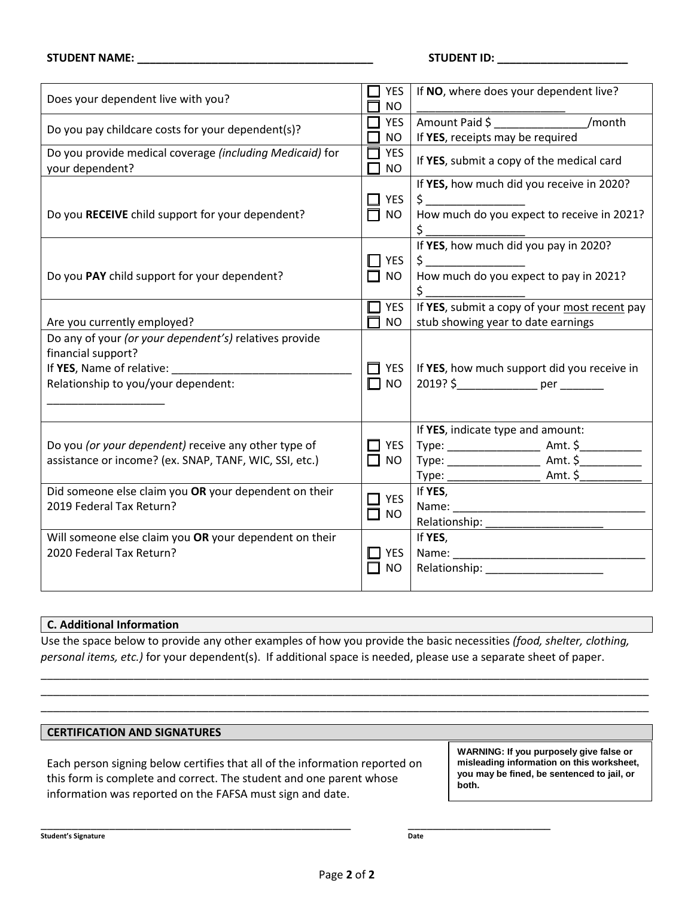**STUDENT NAME: ______________________________________** **STUDENT ID: _____________________**

| | | |
|---|---|---|
| Does your dependent live with you? | ☐ YES ☐ NO | If **NO**, where does your dependent live? ________________________ |
| Do you pay childcare costs for your dependent(s)? | ☐ YES ☐ NO | Amount Paid $ _______________/month If **YES**, receipts may be required |
| Do you provide medical coverage *(including Medicaid)* for your dependent? | ☐ YES ☐ NO | If **YES**, submit a copy of the medical card |
| Do you **RECEIVE** child support for your dependent? | ☐ YES ☐ NO | If **YES,** how much did you receive in 2020? $ ________________ How much do you expect to receive in 2021? $ ________________ |
| Do you **PAY** child support for your dependent? | ☐ YES ☐ NO | If **YES**, how much did you pay in 2020? $ ________________ How much do you expect to pay in 2021? $ ________________ |
| Are you currently employed? | ☐ YES ☐ NO | If **YES**, submit a copy of your most recent pay stub showing year to date earnings |
| Do any of your *(or your dependent's)* relatives provide financial support? If **YES**, Name of relative: ______________________________ Relationship to you/your dependent: ___________________ | ☐ YES ☐ NO | If **YES**, how much support did you receive in 2019? $_____________ per _______ |
| Do you *(or your dependent)* receive any other type of assistance or income? (ex. SNAP, TANF, WIC, SSI, etc.) | ☐ YES ☐ NO | If **YES**, indicate type and amount: Type: _______________ Amt. $__________ Type: _______________ Amt. $__________ Type: _______________ Amt. $__________ |
| Did someone else claim you **OR** your dependent on their 2019 Federal Tax Return? | ☐ YES ☐ NO | If **YES**, Name: _______________________________ Relationship: ___________________ |
| Will someone else claim you **OR** your dependent on their 2020 Federal Tax Return? | ☐ YES ☐ NO | If **YES**, Name: _______________________________ Relationship: ___________________ |

## C. Additional Information

Use the space below to provide any other examples of how you provide the basic necessities *(food, shelter, clothing, personal items, etc.)* for your dependent(s). If additional space is needed, please use a separate sheet of paper.

______________________________________________________________________________________________

______________________________________________________________________________________________

______________________________________________________________________________________________

## CERTIFICATION AND SIGNATURES

Each person signing below certifies that all of the information reported on this form is complete and correct. The student and one parent whose information was reported on the FAFSA must sign and date.

**WARNING: If you purposely give false or misleading information on this worksheet, you may be fined, be sentenced to jail, or both.**

_______________________________________________________ _________________________

**Student's Signature** **Date**